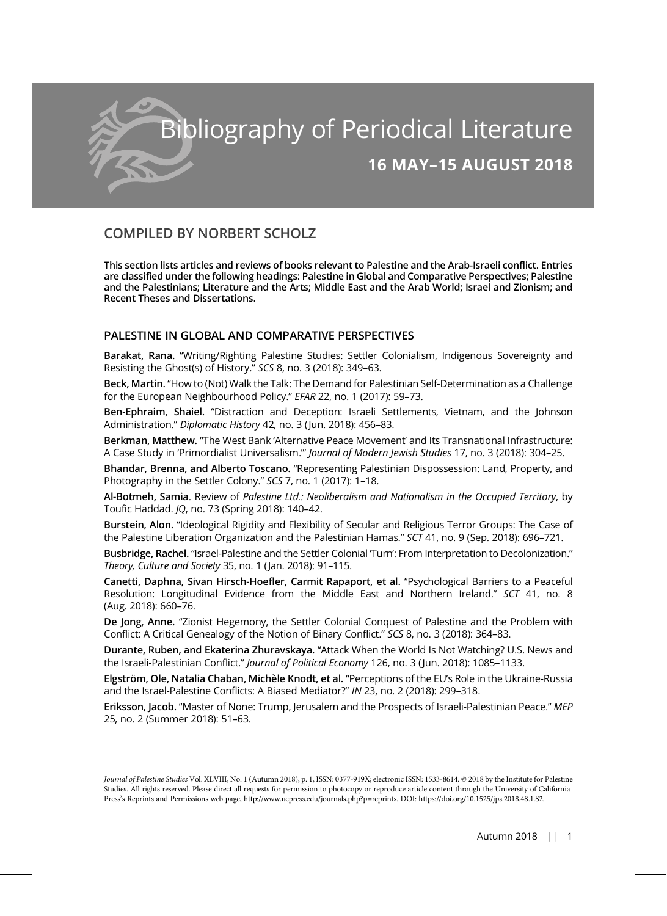# Bibliography of Periodical Literature

## 16 MAY–15 AUGUST 2018

### COMPILED BY NORBERT SCHOLZ

**This section lists articles and reviews of books relevant to Palestine and the Arab-Israeli conflict. Entries are classified under the following headings: Palestine in Global and Comparative Perspectives; Palestine and the Palestinians; Literature and the Arts; Middle East and the Arab World; Israel and Zionism; and Recent Theses and Dissertations.**

## PALESTINE IN GLOBAL AND COMPARATIVE PERSPECTIVES

**Barakat, Rana.** "Writing/Righting Palestine Studies: Settler Colonialism, Indigenous Sovereignty and Resisting the Ghost(s) of History." *SCS* 8, no. 3 (2018): 349–63.

**Beck, Martin.** "How to (Not) Walk the Talk: The Demand for Palestinian Self-Determination as a Challenge for the European Neighbourhood Policy." *EFAR* 22, no. 1 (2017): 59–73.

**Ben-Ephraim, Shaiel.** "Distraction and Deception: Israeli Settlements, Vietnam, and the Johnson Administration." *Diplomatic History* 42, no. 3 (Jun. 2018): 456–83.

**Berkman, Matthew.** "The West Bank 'Alternative Peace Movement' and Its Transnational Infrastructure: A Case Study in 'Primordialist Universalism.'" *Journal of Modern Jewish Studies* 17, no. 3 (2018): 304–25.

**Bhandar, Brenna, and Alberto Toscano.** "Representing Palestinian Dispossession: Land, Property, and Photography in the Settler Colony." *SCS* 7, no. 1 (2017): 1–18.

**Al-Botmeh, Samia**. Review of *Palestine Ltd.: Neoliberalism and Nationalism in the Occupied Territory*, by Toufic Haddad. *JQ*, no. 73 (Spring 2018): 140–42.

**Burstein, Alon.** "Ideological Rigidity and Flexibility of Secular and Religious Terror Groups: The Case of the Palestine Liberation Organization and the Palestinian Hamas." *SCT* 41, no. 9 (Sep. 2018): 696–721.

**Busbridge, Rachel.** "Israel-Palestine and the Settler Colonial 'Turn': From Interpretation to Decolonization." *Theory, Culture and Society* 35, no. 1 (Jan. 2018): 91–115.

**Canetti, Daphna, Sivan Hirsch-Hoefler, Carmit Rapaport, et al.** "Psychological Barriers to a Peaceful Resolution: Longitudinal Evidence from the Middle East and Northern Ireland." *SCT* 41, no. 8 (Aug. 2018): 660–76.

**De Jong, Anne.** "Zionist Hegemony, the Settler Colonial Conquest of Palestine and the Problem with Conflict: A Critical Genealogy of the Notion of Binary Conflict." *SCS* 8, no. 3 (2018): 364–83.

**Durante, Ruben, and Ekaterina Zhuravskaya.** "Attack When the World Is Not Watching? U.S. News and the Israeli-Palestinian Conflict." *Journal of Political Economy* 126, no. 3 (Jun. 2018): 1085–1133.

**Elgström, Ole, Natalia Chaban, Michèle Knodt, et al.** "Perceptions of the EU's Role in the Ukraine-Russia and the Israel-Palestine Conflicts: A Biased Mediator?" *IN* 23, no. 2 (2018): 299–318.

**Eriksson, Jacob.** "Master of None: Trump, Jerusalem and the Prospects of Israeli-Palestinian Peace." *MEP* 25, no. 2 (Summer 2018): 51–63.

*Journal of Palestine Studies* Vol. XLVIII, No. 1 (Autumn 2018), p. 1, ISSN: 0377-919X; electronic ISSN: 1533-8614. © 2018 by the Institute for Palestine Studies. All rights reserved. Please direct all requests for permission to photocopy or reproduce article content through the University of California Press's Reprints and Permissions web page, http://www.ucpress.edu/journals.php?p=reprints. DOI: https://doi.org/10.1525/jps.2018.48.1.S2.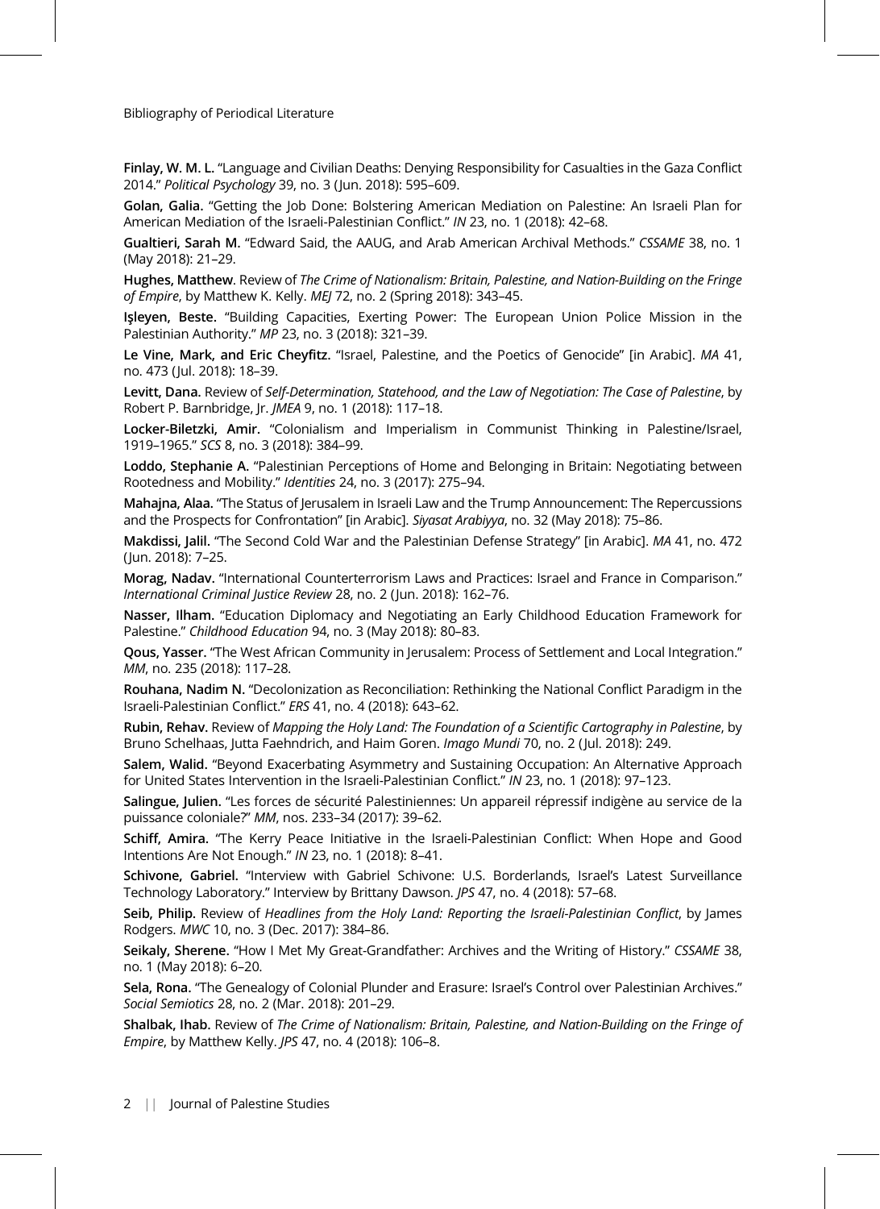**Finlay, W. M. L.** "Language and Civilian Deaths: Denying Responsibility for Casualties in the Gaza Conflict 2014." *Political Psychology* 39, no. 3 (Jun. 2018): 595–609.

**Golan, Galia.** "Getting the Job Done: Bolstering American Mediation on Palestine: An Israeli Plan for American Mediation of the Israeli-Palestinian Conflict." *IN* 23, no. 1 (2018): 42–68.

**Gualtieri, Sarah M.** "Edward Said, the AAUG, and Arab American Archival Methods." *CSSAME* 38, no. 1 (May 2018): 21–29.

**Hughes, Matthew**. Review of *The Crime of Nationalism: Britain, Palestine, and Nation-Building on the Fringe of Empire*, by Matthew K. Kelly. *MEJ* 72, no. 2 (Spring 2018): 343–45.

**Işleyen, Beste.** "Building Capacities, Exerting Power: The European Union Police Mission in the Palestinian Authority." *MP* 23, no. 3 (2018): 321–39.

**Le Vine, Mark, and Eric Cheyfitz.** "Israel, Palestine, and the Poetics of Genocide" [in Arabic]. *MA* 41, no. 473 (Jul. 2018): 18–39.

**Levitt, Dana.** Review of *Self-Determination, Statehood, and the Law of Negotiation: The Case of Palestine*, by Robert P. Barnbridge, Jr. *JMEA* 9, no. 1 (2018): 117–18.

**Locker-Biletzki, Amir.** "Colonialism and Imperialism in Communist Thinking in Palestine/Israel, 1919–1965." *SCS* 8, no. 3 (2018): 384–99.

**Loddo, Stephanie A.** "Palestinian Perceptions of Home and Belonging in Britain: Negotiating between Rootedness and Mobility." *Identities* 24, no. 3 (2017): 275–94.

**Mahajna, Alaa.** "The Status of Jerusalem in Israeli Law and the Trump Announcement: The Repercussions and the Prospects for Confrontation" [in Arabic]. *Siyasat Arabiyya*, no. 32 (May 2018): 75–86.

**Makdissi, Jalil.** "The Second Cold War and the Palestinian Defense Strategy" [in Arabic]. *MA* 41, no. 472 (Jun. 2018): 7–25.

**Morag, Nadav.** "International Counterterrorism Laws and Practices: Israel and France in Comparison." *International Criminal Justice Review* 28, no. 2 (Jun. 2018): 162–76.

**Nasser, Ilham.** "Education Diplomacy and Negotiating an Early Childhood Education Framework for Palestine." *Childhood Education* 94, no. 3 (May 2018): 80–83.

**Qous, Yasser.** "The West African Community in Jerusalem: Process of Settlement and Local Integration." *MM*, no. 235 (2018): 117–28.

**Rouhana, Nadim N.** "Decolonization as Reconciliation: Rethinking the National Conflict Paradigm in the Israeli-Palestinian Conflict." *ERS* 41, no. 4 (2018): 643–62.

**Rubin, Rehav.** Review of *Mapping the Holy Land: The Foundation of a Scientific Cartography in Palestine*, by Bruno Schelhaas, Jutta Faehndrich, and Haim Goren. *Imago Mundi* 70, no. 2 (Jul. 2018): 249.

**Salem, Walid.** "Beyond Exacerbating Asymmetry and Sustaining Occupation: An Alternative Approach for United States Intervention in the Israeli-Palestinian Conflict." *IN* 23, no. 1 (2018): 97–123.

**Salingue, Julien.** "Les forces de sécurité Palestiniennes: Un appareil répressif indigène au service de la puissance coloniale?" *MM*, nos. 233–34 (2017): 39–62.

**Schiff, Amira.** "The Kerry Peace Initiative in the Israeli-Palestinian Conflict: When Hope and Good Intentions Are Not Enough." *IN* 23, no. 1 (2018): 8–41.

**Schivone, Gabriel.** "Interview with Gabriel Schivone: U.S. Borderlands, Israel's Latest Surveillance Technology Laboratory." Interview by Brittany Dawson. *JPS* 47, no. 4 (2018): 57–68.

**Seib, Philip.** Review of *Headlines from the Holy Land: Reporting the Israeli-Palestinian Conflict*, by James Rodgers. *MWC* 10, no. 3 (Dec. 2017): 384–86.

**Seikaly, Sherene.** "How I Met My Great-Grandfather: Archives and the Writing of History." *CSSAME* 38, no. 1 (May 2018): 6–20.

**Sela, Rona.** "The Genealogy of Colonial Plunder and Erasure: Israel's Control over Palestinian Archives." *Social Semiotics* 28, no. 2 (Mar. 2018): 201–29.

**Shalbak, Ihab.** Review of *The Crime of Nationalism: Britain, Palestine, and Nation-Building on the Fringe of Empire*, by Matthew Kelly. *JPS* 47, no. 4 (2018): 106–8.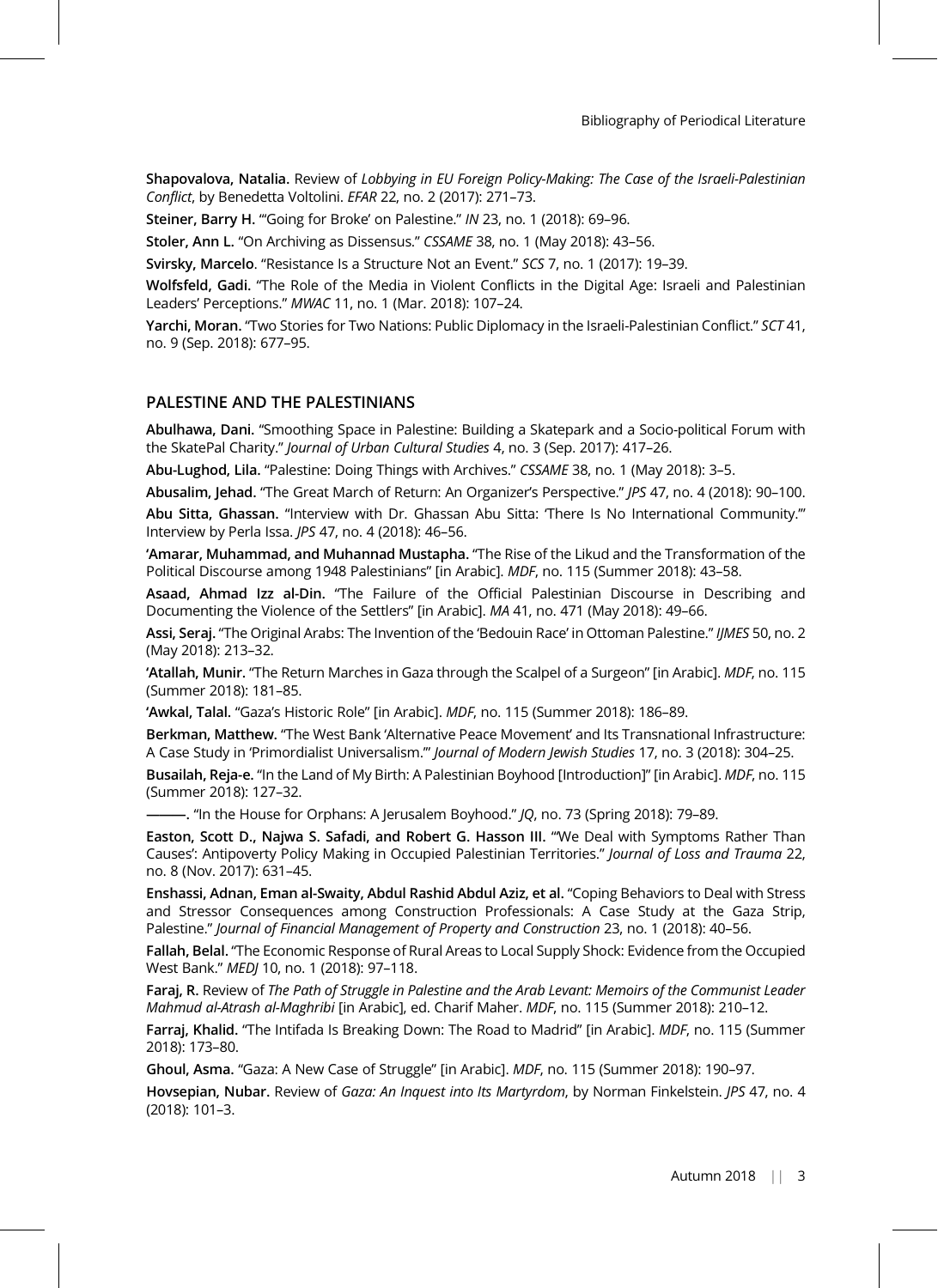**Shapovalova, Natalia.** Review of *Lobbying in EU Foreign Policy-Making: The Case of the Israeli-Palestinian Conflict*, by Benedetta Voltolini. *EFAR* 22, no. 2 (2017): 271–73.

**Steiner, Barry H.** "'Going for Broke' on Palestine." *IN* 23, no. 1 (2018): 69–96.

**Stoler, Ann L.** "On Archiving as Dissensus." *CSSAME* 38, no. 1 (May 2018): 43–56.

**Svirsky, Marcelo**. "Resistance Is a Structure Not an Event." *SCS* 7, no. 1 (2017): 19–39.

**Wolfsfeld, Gadi.** "The Role of the Media in Violent Conflicts in the Digital Age: Israeli and Palestinian Leaders' Perceptions." *MWAC* 11, no. 1 (Mar. 2018): 107–24.

**Yarchi, Moran.** "Two Stories for Two Nations: Public Diplomacy in the Israeli-Palestinian Conflict." *SCT* 41, no. 9 (Sep. 2018): 677–95.

## PALESTINE AND THE PALESTINIANS

**Abulhawa, Dani.** "Smoothing Space in Palestine: Building a Skatepark and a Socio-political Forum with the SkatePal Charity." *Journal of Urban Cultural Studies* 4, no. 3 (Sep. 2017): 417–26.

**Abu-Lughod, Lila.** "Palestine: Doing Things with Archives." *CSSAME* 38, no. 1 (May 2018): 3–5.

**Abusalim, Jehad.** "The Great March of Return: An Organizer's Perspective." *JPS* 47, no. 4 (2018): 90–100.

**Abu Sitta, Ghassan.** "Interview with Dr. Ghassan Abu Sitta: 'There Is No International Community.'" Interview by Perla Issa. *JPS* 47, no. 4 (2018): 46–56.

**'Amarar, Muhammad, and Muhannad Mustapha.** "The Rise of the Likud and the Transformation of the Political Discourse among 1948 Palestinians" [in Arabic]. *MDF*, no. 115 (Summer 2018): 43–58.

**Asaad, Ahmad Izz al-Din.** "The Failure of the Official Palestinian Discourse in Describing and Documenting the Violence of the Settlers" [in Arabic]. *MA* 41, no. 471 (May 2018): 49–66.

**Assi, Seraj.** "The Original Arabs: The Invention of the 'Bedouin Race' in Ottoman Palestine." *IJMES* 50, no. 2 (May 2018): 213–32.

**'Atallah, Munir.** "The Return Marches in Gaza through the Scalpel of a Surgeon" [in Arabic]. *MDF*, no. 115 (Summer 2018): 181–85.

**'Awkal, Talal.** "Gaza's Historic Role" [in Arabic]. *MDF*, no. 115 (Summer 2018): 186–89.

**Berkman, Matthew.** "The West Bank 'Alternative Peace Movement' and Its Transnational Infrastructure: A Case Study in 'Primordialist Universalism.'" *Journal of Modern Jewish Studies* 17, no. 3 (2018): 304–25.

**Busailah, Reja-e.** "In the Land of My Birth: A Palestinian Boyhood [Introduction]" [in Arabic]. *MDF*, no. 115 (Summer 2018): 127–32.

———. "In the House for Orphans: A Jerusalem Boyhood." *JQ*, no. 73 (Spring 2018): 79–89.

**Easton, Scott D., Najwa S. Safadi, and Robert G. Hasson III.** "'We Deal with Symptoms Rather Than Causes': Antipoverty Policy Making in Occupied Palestinian Territories." *Journal of Loss and Trauma* 22, no. 8 (Nov. 2017): 631–45.

**Enshassi, Adnan, Eman al-Swaity, Abdul Rashid Abdul Aziz, et al.** "Coping Behaviors to Deal with Stress and Stressor Consequences among Construction Professionals: A Case Study at the Gaza Strip, Palestine." *Journal of Financial Management of Property and Construction* 23, no. 1 (2018): 40–56.

**Fallah, Belal.** "The Economic Response of Rural Areas to Local Supply Shock: Evidence from the Occupied West Bank." *MEDJ* 10, no. 1 (2018): 97–118.

**Faraj, R.** Review of *The Path of Struggle in Palestine and the Arab Levant: Memoirs of the Communist Leader Mahmud al-Atrash al-Maghribi* [in Arabic], ed. Charif Maher. *MDF*, no. 115 (Summer 2018): 210–12.

**Farraj, Khalid.** "The Intifada Is Breaking Down: The Road to Madrid" [in Arabic]. *MDF*, no. 115 (Summer 2018): 173–80.

**Ghoul, Asma.** "Gaza: A New Case of Struggle" [in Arabic]. *MDF*, no. 115 (Summer 2018): 190–97.

**Hovsepian, Nubar.** Review of *Gaza: An Inquest into Its Martyrdom*, by Norman Finkelstein. *JPS* 47, no. 4 (2018): 101–3.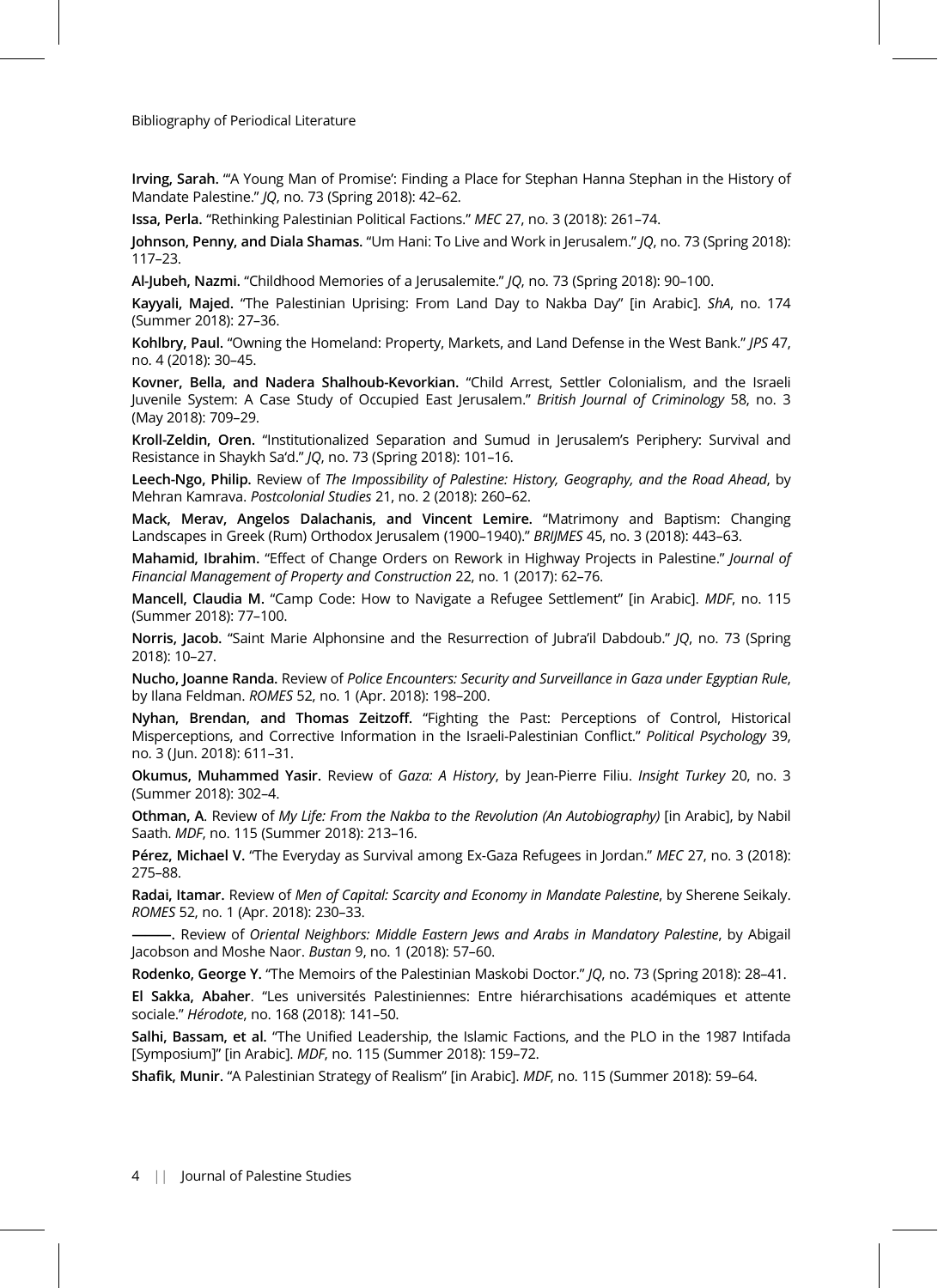**Irving, Sarah.** "'A Young Man of Promise': Finding a Place for Stephan Hanna Stephan in the History of Mandate Palestine." *JQ*, no. 73 (Spring 2018): 42–62.

**Issa, Perla.** "Rethinking Palestinian Political Factions." *MEC* 27, no. 3 (2018): 261–74.

**Johnson, Penny, and Diala Shamas.** "Um Hani: To Live and Work in Jerusalem." *JQ*, no. 73 (Spring 2018): 117–23.

**Al-Jubeh, Nazmi.** "Childhood Memories of a Jerusalemite." *JQ*, no. 73 (Spring 2018): 90–100.

**Kayyali, Majed.** "The Palestinian Uprising: From Land Day to Nakba Day" [in Arabic]. *ShA*, no. 174 (Summer 2018): 27–36.

**Kohlbry, Paul.** "Owning the Homeland: Property, Markets, and Land Defense in the West Bank." *JPS* 47, no. 4 (2018): 30–45.

**Kovner, Bella, and Nadera Shalhoub-Kevorkian.** "Child Arrest, Settler Colonialism, and the Israeli Juvenile System: A Case Study of Occupied East Jerusalem." *British Journal of Criminology* 58, no. 3 (May 2018): 709–29.

**Kroll-Zeldin, Oren.** "Institutionalized Separation and Sumud in Jerusalem's Periphery: Survival and Resistance in Shaykh Sa'd." *JQ*, no. 73 (Spring 2018): 101–16.

**Leech-Ngo, Philip.** Review of *The Impossibility of Palestine: History, Geography, and the Road Ahead*, by Mehran Kamrava. *Postcolonial Studies* 21, no. 2 (2018): 260–62.

**Mack, Merav, Angelos Dalachanis, and Vincent Lemire.** "Matrimony and Baptism: Changing Landscapes in Greek (Rum) Orthodox Jerusalem (1900–1940)." *BRIJMES* 45, no. 3 (2018): 443–63.

**Mahamid, Ibrahim.** "Effect of Change Orders on Rework in Highway Projects in Palestine." *Journal of Financial Management of Property and Construction* 22, no. 1 (2017): 62–76.

**Mancell, Claudia M.** "Camp Code: How to Navigate a Refugee Settlement" [in Arabic]. *MDF*, no. 115 (Summer 2018): 77–100.

**Norris, Jacob.** "Saint Marie Alphonsine and the Resurrection of Jubra'il Dabdoub." *JQ*, no. 73 (Spring 2018): 10–27.

**Nucho, Joanne Randa.** Review of *Police Encounters: Security and Surveillance in Gaza under Egyptian Rule*, by Ilana Feldman. *ROMES* 52, no. 1 (Apr. 2018): 198–200.

**Nyhan, Brendan, and Thomas Zeitzoff.** "Fighting the Past: Perceptions of Control, Historical Misperceptions, and Corrective Information in the Israeli-Palestinian Conflict." *Political Psychology* 39, no. 3 (Jun. 2018): 611–31.

**Okumus, Muhammed Yasir.** Review of *Gaza: A History*, by Jean-Pierre Filiu. *Insight Turkey* 20, no. 3 (Summer 2018): 302–4.

**Othman, A**. Review of *My Life: From the Nakba to the Revolution (An Autobiography)* [in Arabic], by Nabil Saath. *MDF*, no. 115 (Summer 2018): 213–16.

**Pérez, Michael V.** "The Everyday as Survival among Ex-Gaza Refugees in Jordan." *MEC* 27, no. 3 (2018): 275–88.

**Radai, Itamar.** Review of *Men of Capital: Scarcity and Economy in Mandate Palestine*, by Sherene Seikaly. *ROMES* 52, no. 1 (Apr. 2018): 230–33.

**———.** Review of *Oriental Neighbors: Middle Eastern Jews and Arabs in Mandatory Palestine*, by Abigail Jacobson and Moshe Naor. *Bustan* 9, no. 1 (2018): 57–60.

**Rodenko, George Y.** "The Memoirs of the Palestinian Maskobi Doctor." *JQ*, no. 73 (Spring 2018): 28–41.

**El Sakka, Abaher**. "Les universités Palestiniennes: Entre hiérarchisations académiques et attente sociale." *Hérodote*, no. 168 (2018): 141–50.

**Salhi, Bassam, et al.** "The Unified Leadership, the Islamic Factions, and the PLO in the 1987 Intifada [Symposium]" [in Arabic]. *MDF*, no. 115 (Summer 2018): 159–72.

**Shafik, Munir.** "A Palestinian Strategy of Realism" [in Arabic]. *MDF*, no. 115 (Summer 2018): 59–64.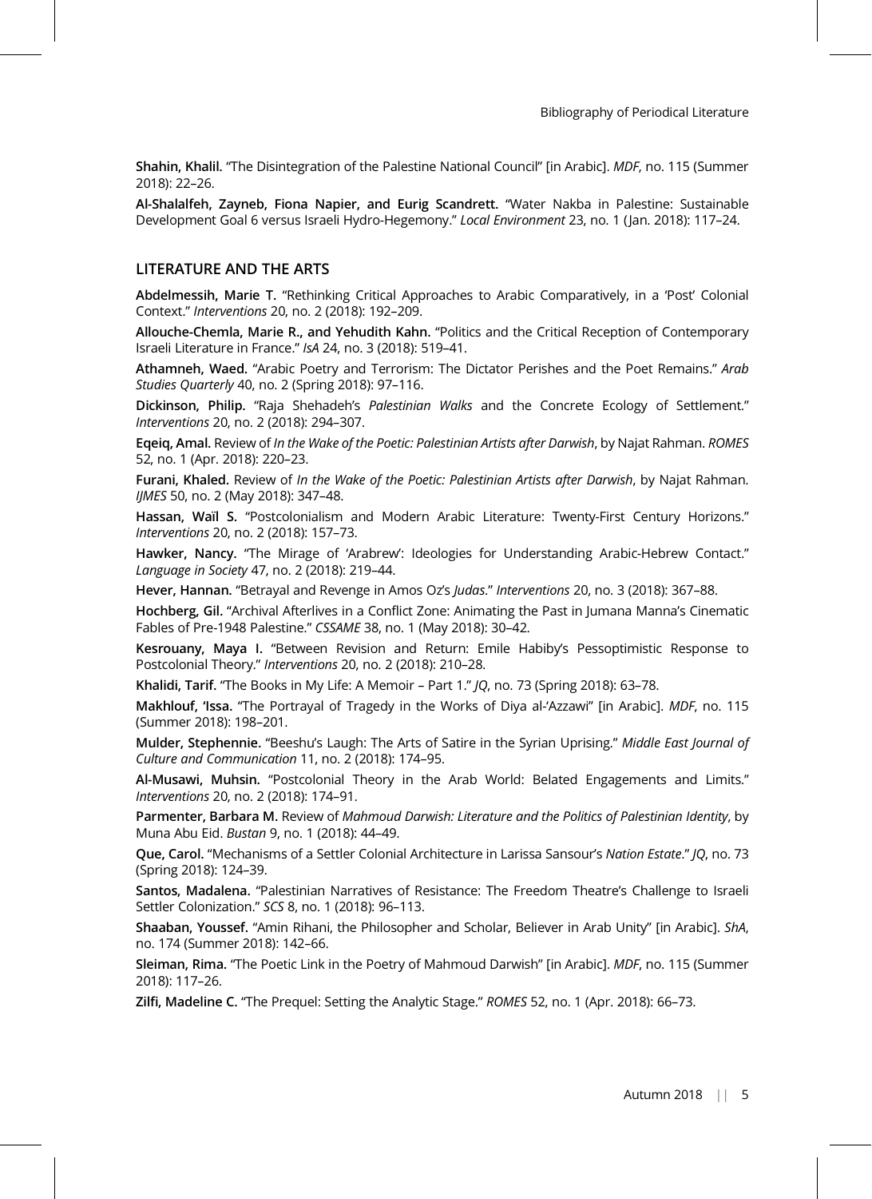**Shahin, Khalil.** "The Disintegration of the Palestine National Council" [in Arabic]. *MDF*, no. 115 (Summer 2018): 22–26.

**Al-Shalalfeh, Zayneb, Fiona Napier, and Eurig Scandrett.** "Water Nakba in Palestine: Sustainable Development Goal 6 versus Israeli Hydro-Hegemony." *Local Environment* 23, no. 1 (Jan. 2018): 117–24.

## LITERATURE AND THE ARTS

**Abdelmessih, Marie T.** "Rethinking Critical Approaches to Arabic Comparatively, in a 'Post' Colonial Context." *Interventions* 20, no. 2 (2018): 192–209.

**Allouche-Chemla, Marie R., and Yehudith Kahn.** "Politics and the Critical Reception of Contemporary Israeli Literature in France." *IsA* 24, no. 3 (2018): 519–41.

**Athamneh, Waed.** "Arabic Poetry and Terrorism: The Dictator Perishes and the Poet Remains." *Arab Studies Quarterly* 40, no. 2 (Spring 2018): 97–116.

**Dickinson, Philip.** "Raja Shehadeh's *Palestinian Walks* and the Concrete Ecology of Settlement." *Interventions* 20, no. 2 (2018): 294–307.

**Eqeiq, Amal.** Review of *In the Wake of the Poetic: Palestinian Artists after Darwish*, by Najat Rahman. *ROMES* 52, no. 1 (Apr. 2018): 220–23.

**Furani, Khaled.** Review of *In the Wake of the Poetic: Palestinian Artists after Darwish*, by Najat Rahman. *IJMES* 50, no. 2 (May 2018): 347–48.

**Hassan, Waïl S.** "Postcolonialism and Modern Arabic Literature: Twenty-First Century Horizons." *Interventions* 20, no. 2 (2018): 157–73.

**Hawker, Nancy.** "The Mirage of 'Arabrew': Ideologies for Understanding Arabic-Hebrew Contact." *Language in Society* 47, no. 2 (2018): 219–44.

**Hever, Hannan.** "Betrayal and Revenge in Amos Oz's *Judas*." *Interventions* 20, no. 3 (2018): 367–88.

**Hochberg, Gil.** "Archival Afterlives in a Conflict Zone: Animating the Past in Jumana Manna's Cinematic Fables of Pre-1948 Palestine." *CSSAME* 38, no. 1 (May 2018): 30–42.

**Kesrouany, Maya I.** "Between Revision and Return: Emile Habiby's Pessoptimistic Response to Postcolonial Theory." *Interventions* 20, no. 2 (2018): 210–28.

**Khalidi, Tarif.** "The Books in My Life: A Memoir – Part 1." *JQ*, no. 73 (Spring 2018): 63–78.

**Makhlouf, 'Issa.** "The Portrayal of Tragedy in the Works of Diya al-'Azzawi" [in Arabic]. *MDF*, no. 115 (Summer 2018): 198–201.

**Mulder, Stephennie.** "Beeshu's Laugh: The Arts of Satire in the Syrian Uprising." *Middle East Journal of Culture and Communication* 11, no. 2 (2018): 174–95.

**Al-Musawi, Muhsin.** "Postcolonial Theory in the Arab World: Belated Engagements and Limits." *Interventions* 20, no. 2 (2018): 174–91.

**Parmenter, Barbara M.** Review of *Mahmoud Darwish: Literature and the Politics of Palestinian Identity*, by Muna Abu Eid. *Bustan* 9, no. 1 (2018): 44–49.

**Que, Carol.** "Mechanisms of a Settler Colonial Architecture in Larissa Sansour's *Nation Estate*." *JQ*, no. 73 (Spring 2018): 124–39.

**Santos, Madalena.** "Palestinian Narratives of Resistance: The Freedom Theatre's Challenge to Israeli Settler Colonization." *SCS* 8, no. 1 (2018): 96–113.

**Shaaban, Youssef.** "Amin Rihani, the Philosopher and Scholar, Believer in Arab Unity" [in Arabic]. *ShA*, no. 174 (Summer 2018): 142–66.

**Sleiman, Rima.** "The Poetic Link in the Poetry of Mahmoud Darwish" [in Arabic]. *MDF*, no. 115 (Summer 2018): 117–26.

**Zilfi, Madeline C.** "The Prequel: Setting the Analytic Stage." *ROMES* 52, no. 1 (Apr. 2018): 66–73.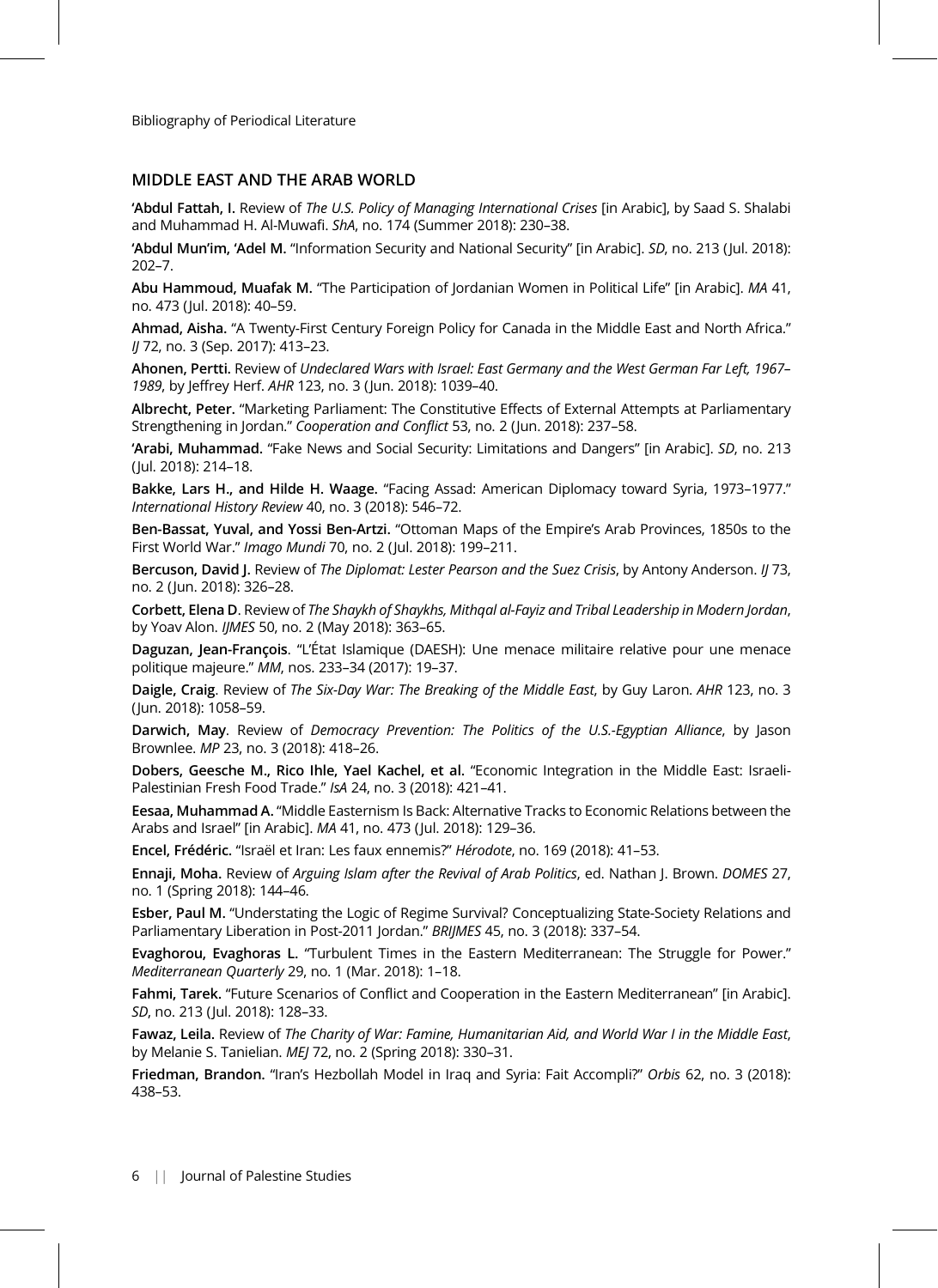## MIDDLE EAST AND THE ARAB WORLD

**'Abdul Fattah, I.** Review of *The U.S. Policy of Managing International Crises* [in Arabic], by Saad S. Shalabi and Muhammad H. Al-Muwafi. *ShA*, no. 174 (Summer 2018): 230–38.

**'Abdul Mun'im, 'Adel M.** "Information Security and National Security" [in Arabic]. *SD*, no. 213 (Jul. 2018): 202–7.

**Abu Hammoud, Muafak M.** "The Participation of Jordanian Women in Political Life" [in Arabic]. *MA* 41, no. 473 (Jul. 2018): 40–59.

**Ahmad, Aisha.** "A Twenty-First Century Foreign Policy for Canada in the Middle East and North Africa." *IJ* 72, no. 3 (Sep. 2017): 413–23.

**Ahonen, Pertti.** Review of *Undeclared Wars with Israel: East Germany and the West German Far Left, 1967–1989*, by Jeffrey Herf. *AHR* 123, no. 3 (Jun. 2018): 1039–40.

**Albrecht, Peter.** "Marketing Parliament: The Constitutive Effects of External Attempts at Parliamentary Strengthening in Jordan." *Cooperation and Conflict* 53, no. 2 (Jun. 2018): 237–58.

**'Arabi, Muhammad.** "Fake News and Social Security: Limitations and Dangers" [in Arabic]. *SD*, no. 213 (Jul. 2018): 214–18.

**Bakke, Lars H., and Hilde H. Waage.** "Facing Assad: American Diplomacy toward Syria, 1973–1977." *International History Review* 40, no. 3 (2018): 546–72.

**Ben-Bassat, Yuval, and Yossi Ben-Artzi.** "Ottoman Maps of the Empire's Arab Provinces, 1850s to the First World War." *Imago Mundi* 70, no. 2 (Jul. 2018): 199–211.

**Bercuson, David J.** Review of *The Diplomat: Lester Pearson and the Suez Crisis*, by Antony Anderson. *IJ* 73, no. 2 (Jun. 2018): 326–28.

**Corbett, Elena D**. Review of *The Shaykh of Shaykhs, Mithqal al-Fayiz and Tribal Leadership in Modern Jordan*, by Yoav Alon. *IJMES* 50, no. 2 (May 2018): 363–65.

**Daguzan, Jean-François**. "L'État Islamique (DAESH): Une menace militaire relative pour une menace politique majeure." *MM*, nos. 233–34 (2017): 19–37.

**Daigle, Craig**. Review of *The Six-Day War: The Breaking of the Middle East*, by Guy Laron. *AHR* 123, no. 3 (Jun. 2018): 1058–59.

**Darwich, May**. Review of *Democracy Prevention: The Politics of the U.S.-Egyptian Alliance*, by Jason Brownlee. *MP* 23, no. 3 (2018): 418–26.

**Dobers, Geesche M., Rico Ihle, Yael Kachel, et al.** "Economic Integration in the Middle East: Israeli-Palestinian Fresh Food Trade." *IsA* 24, no. 3 (2018): 421–41.

**Eesaa, Muhammad A.** "Middle Easternism Is Back: Alternative Tracks to Economic Relations between the Arabs and Israel" [in Arabic]. *MA* 41, no. 473 (Jul. 2018): 129–36.

**Encel, Frédéric.** "Israël et Iran: Les faux ennemis?" *Hérodote*, no. 169 (2018): 41–53.

**Ennaji, Moha.** Review of *Arguing Islam after the Revival of Arab Politics*, ed. Nathan J. Brown. *DOMES* 27, no. 1 (Spring 2018): 144–46.

**Esber, Paul M.** "Understating the Logic of Regime Survival? Conceptualizing State-Society Relations and Parliamentary Liberation in Post-2011 Jordan." *BRIJMES* 45, no. 3 (2018): 337–54.

**Evaghorou, Evaghoras L.** "Turbulent Times in the Eastern Mediterranean: The Struggle for Power." *Mediterranean Quarterly* 29, no. 1 (Mar. 2018): 1–18.

**Fahmi, Tarek.** "Future Scenarios of Conflict and Cooperation in the Eastern Mediterranean" [in Arabic]. *SD*, no. 213 (Jul. 2018): 128–33.

**Fawaz, Leila.** Review of *The Charity of War: Famine, Humanitarian Aid, and World War I in the Middle East*, by Melanie S. Tanielian. *MEJ* 72, no. 2 (Spring 2018): 330–31.

**Friedman, Brandon.** "Iran's Hezbollah Model in Iraq and Syria: Fait Accompli?" *Orbis* 62, no. 3 (2018): 438–53.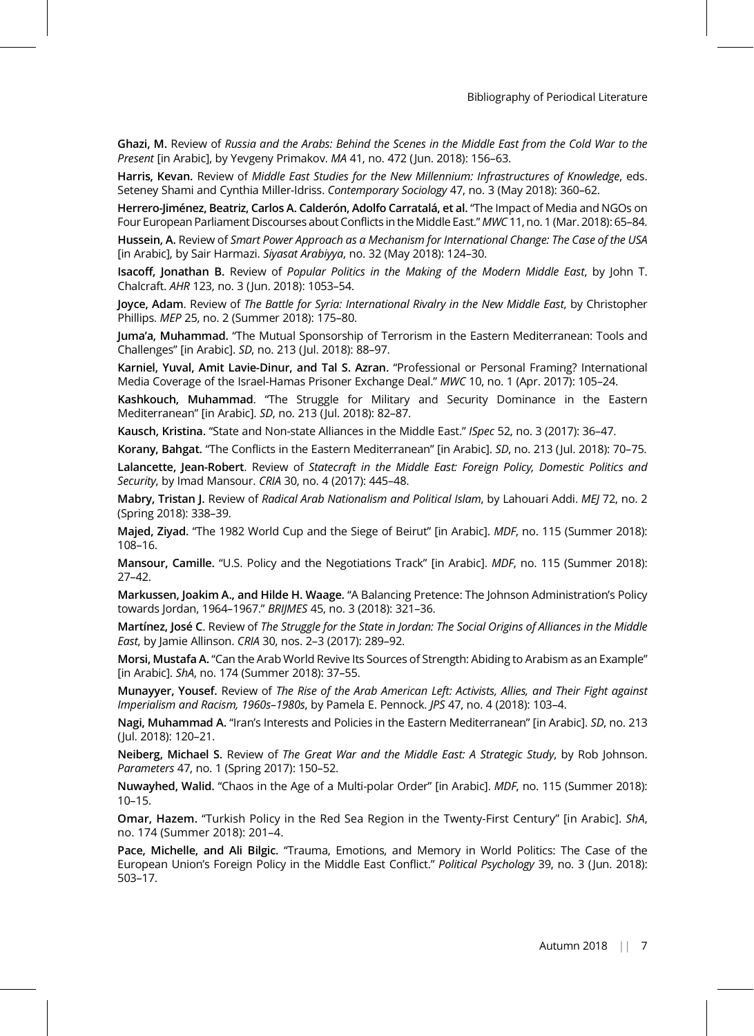**Ghazi, M.** Review of *Russia and the Arabs: Behind the Scenes in the Middle East from the Cold War to the Present* [in Arabic], by Yevgeny Primakov. *MA* 41, no. 472 (Jun. 2018): 156–63.

**Harris, Kevan.** Review of *Middle East Studies for the New Millennium: Infrastructures of Knowledge*, eds. Seteney Shami and Cynthia Miller-Idriss. *Contemporary Sociology* 47, no. 3 (May 2018): 360–62.

**Herrero-Jiménez, Beatriz, Carlos A. Calderón, Adolfo Carratalá, et al.** "The Impact of Media and NGOs on Four European Parliament Discourses about Conflicts in the Middle East." *MWC* 11, no. 1 (Mar. 2018): 65–84.

**Hussein, A.** Review of *Smart Power Approach as a Mechanism for International Change: The Case of the USA* [in Arabic], by Sair Harmazi. *Siyasat Arabiyya*, no. 32 (May 2018): 124–30.

**Isacoff, Jonathan B.** Review of *Popular Politics in the Making of the Modern Middle East*, by John T. Chalcraft. *AHR* 123, no. 3 (Jun. 2018): 1053–54.

**Joyce, Adam**. Review of *The Battle for Syria: International Rivalry in the New Middle East*, by Christopher Phillips. *MEP* 25, no. 2 (Summer 2018): 175–80.

**Juma'a, Muhammad.** "The Mutual Sponsorship of Terrorism in the Eastern Mediterranean: Tools and Challenges" [in Arabic]. *SD*, no. 213 (Jul. 2018): 88–97.

**Karniel, Yuval, Amit Lavie-Dinur, and Tal S. Azran.** "Professional or Personal Framing? International Media Coverage of the Israel-Hamas Prisoner Exchange Deal." *MWC* 10, no. 1 (Apr. 2017): 105–24.

**Kashkouch, Muhammad**. "The Struggle for Military and Security Dominance in the Eastern Mediterranean" [in Arabic]. *SD*, no. 213 (Jul. 2018): 82–87.

**Kausch, Kristina.** "State and Non-state Alliances in the Middle East." *ISpec* 52, no. 3 (2017): 36–47.

**Korany, Bahgat.** "The Conflicts in the Eastern Mediterranean" [in Arabic]. *SD*, no. 213 (Jul. 2018): 70–75.

**Lalancette, Jean-Robert**. Review of *Statecraft in the Middle East: Foreign Policy, Domestic Politics and Security*, by Imad Mansour. *CRIA* 30, no. 4 (2017): 445–48.

**Mabry, Tristan J.** Review of *Radical Arab Nationalism and Political Islam*, by Lahouari Addi. *MEJ* 72, no. 2 (Spring 2018): 338–39.

**Majed, Ziyad.** "The 1982 World Cup and the Siege of Beirut" [in Arabic]. *MDF*, no. 115 (Summer 2018): 108–16.

**Mansour, Camille.** "U.S. Policy and the Negotiations Track" [in Arabic]. *MDF*, no. 115 (Summer 2018): 27–42.

**Markussen, Joakim A., and Hilde H. Waage.** "A Balancing Pretence: The Johnson Administration's Policy towards Jordan, 1964–1967." *BRIJMES* 45, no. 3 (2018): 321–36.

**Martínez, José C**. Review of *The Struggle for the State in Jordan: The Social Origins of Alliances in the Middle East*, by Jamie Allinson. *CRIA* 30, nos. 2–3 (2017): 289–92.

**Morsi, Mustafa A.** "Can the Arab World Revive Its Sources of Strength: Abiding to Arabism as an Example" [in Arabic]. *ShA*, no. 174 (Summer 2018): 37–55.

**Munayyer, Yousef.** Review of *The Rise of the Arab American Left: Activists, Allies, and Their Fight against Imperialism and Racism, 1960s–1980s*, by Pamela E. Pennock. *JPS* 47, no. 4 (2018): 103–4.

**Nagi, Muhammad A.** "Iran's Interests and Policies in the Eastern Mediterranean" [in Arabic]. *SD*, no. 213 (Jul. 2018): 120–21.

**Neiberg, Michael S.** Review of *The Great War and the Middle East: A Strategic Study*, by Rob Johnson. *Parameters* 47, no. 1 (Spring 2017): 150–52.

**Nuwayhed, Walid.** "Chaos in the Age of a Multi-polar Order" [in Arabic]. *MDF*, no. 115 (Summer 2018): 10–15.

**Omar, Hazem.** "Turkish Policy in the Red Sea Region in the Twenty-First Century" [in Arabic]. *ShA*, no. 174 (Summer 2018): 201–4.

**Pace, Michelle, and Ali Bilgic.** "Trauma, Emotions, and Memory in World Politics: The Case of the European Union's Foreign Policy in the Middle East Conflict." *Political Psychology* 39, no. 3 (Jun. 2018): 503–17.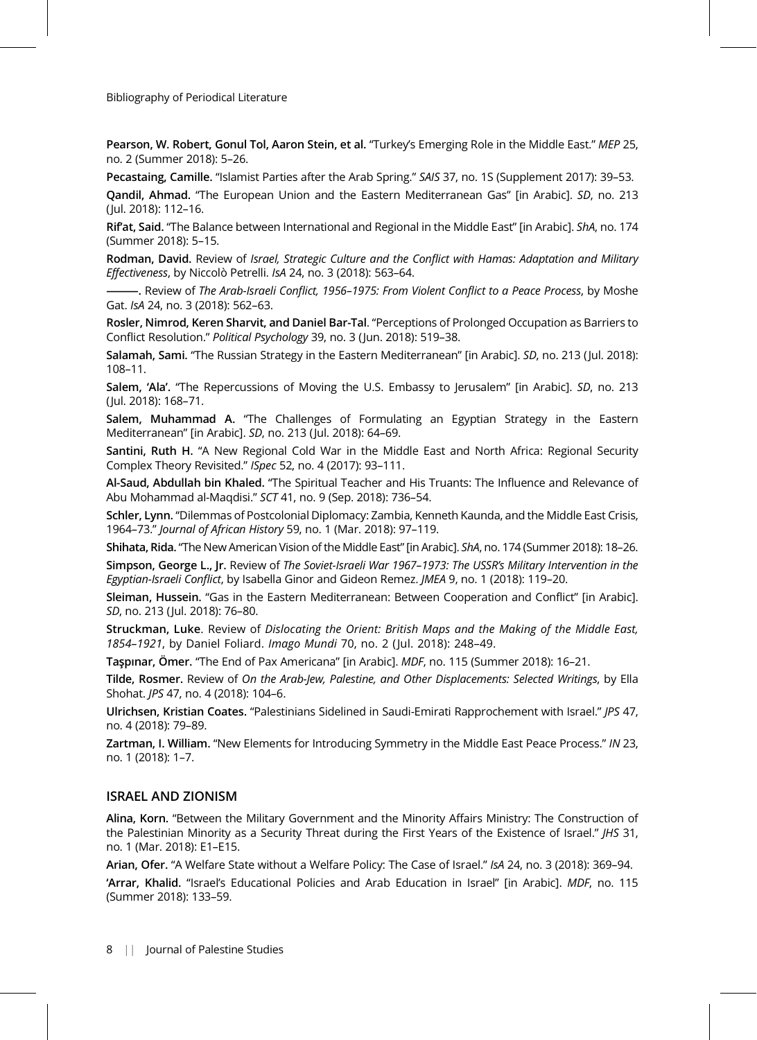**Pearson, W. Robert, Gonul Tol, Aaron Stein, et al.** "Turkey's Emerging Role in the Middle East." *MEP* 25, no. 2 (Summer 2018): 5–26.

**Pecastaing, Camille.** "Islamist Parties after the Arab Spring." *SAIS* 37, no. 1S (Supplement 2017): 39–53.

**Qandil, Ahmad.** "The European Union and the Eastern Mediterranean Gas" [in Arabic]. *SD*, no. 213 (Jul. 2018): 112–16.

**Rif'at, Said.** "The Balance between International and Regional in the Middle East" [in Arabic]. *ShA*, no. 174 (Summer 2018): 5–15.

**Rodman, David.** Review of *Israel, Strategic Culture and the Conflict with Hamas: Adaptation and Military Effectiveness*, by Niccolò Petrelli. *IsA* 24, no. 3 (2018): 563–64.

**———.** Review of *The Arab-Israeli Conflict, 1956–1975: From Violent Conflict to a Peace Process*, by Moshe Gat. *IsA* 24, no. 3 (2018): 562–63.

**Rosler, Nimrod, Keren Sharvit, and Daniel Bar-Tal**. "Perceptions of Prolonged Occupation as Barriers to Conflict Resolution." *Political Psychology* 39, no. 3 (Jun. 2018): 519–38.

**Salamah, Sami.** "The Russian Strategy in the Eastern Mediterranean" [in Arabic]. *SD*, no. 213 (Jul. 2018): 108–11.

**Salem, 'Ala'.** "The Repercussions of Moving the U.S. Embassy to Jerusalem" [in Arabic]. *SD*, no. 213 (Jul. 2018): 168–71.

**Salem, Muhammad A.** "The Challenges of Formulating an Egyptian Strategy in the Eastern Mediterranean" [in Arabic]. *SD*, no. 213 (Jul. 2018): 64–69.

**Santini, Ruth H.** "A New Regional Cold War in the Middle East and North Africa: Regional Security Complex Theory Revisited." *ISpec* 52, no. 4 (2017): 93–111.

**Al-Saud, Abdullah bin Khaled.** "The Spiritual Teacher and His Truants: The Influence and Relevance of Abu Mohammad al-Maqdisi." *SCT* 41, no. 9 (Sep. 2018): 736–54.

**Schler, Lynn.** "Dilemmas of Postcolonial Diplomacy: Zambia, Kenneth Kaunda, and the Middle East Crisis, 1964–73." *Journal of African History* 59, no. 1 (Mar. 2018): 97–119.

**Shihata, Rida.** "The New American Vision of the Middle East" [in Arabic]. *ShA*, no. 174 (Summer 2018): 18–26.

**Simpson, George L., Jr.** Review of *The Soviet-Israeli War 1967–1973: The USSR's Military Intervention in the Egyptian-Israeli Conflict*, by Isabella Ginor and Gideon Remez. *JMEA* 9, no. 1 (2018): 119–20.

**Sleiman, Hussein.** "Gas in the Eastern Mediterranean: Between Cooperation and Conflict" [in Arabic]. *SD*, no. 213 (Jul. 2018): 76–80.

**Struckman, Luke**. Review of *Dislocating the Orient: British Maps and the Making of the Middle East, 1854–1921*, by Daniel Foliard. *Imago Mundi* 70, no. 2 (Jul. 2018): 248–49.

**Taşpınar, Ömer.** "The End of Pax Americana" [in Arabic]. *MDF*, no. 115 (Summer 2018): 16–21.

**Tilde, Rosmer.** Review of *On the Arab-Jew, Palestine, and Other Displacements: Selected Writings*, by Ella Shohat. *JPS* 47, no. 4 (2018): 104–6.

**Ulrichsen, Kristian Coates.** "Palestinians Sidelined in Saudi-Emirati Rapprochement with Israel." *JPS* 47, no. 4 (2018): 79–89.

**Zartman, I. William.** "New Elements for Introducing Symmetry in the Middle East Peace Process." *IN* 23, no. 1 (2018): 1–7.

## ISRAEL AND ZIONISM

**Alina, Korn.** "Between the Military Government and the Minority Affairs Ministry: The Construction of the Palestinian Minority as a Security Threat during the First Years of the Existence of Israel." *JHS* 31, no. 1 (Mar. 2018): E1–E15.

**Arian, Ofer.** "A Welfare State without a Welfare Policy: The Case of Israel." *IsA* 24, no. 3 (2018): 369–94.

**'Arrar, Khalid.** "Israel's Educational Policies and Arab Education in Israel" [in Arabic]. *MDF*, no. 115 (Summer 2018): 133–59.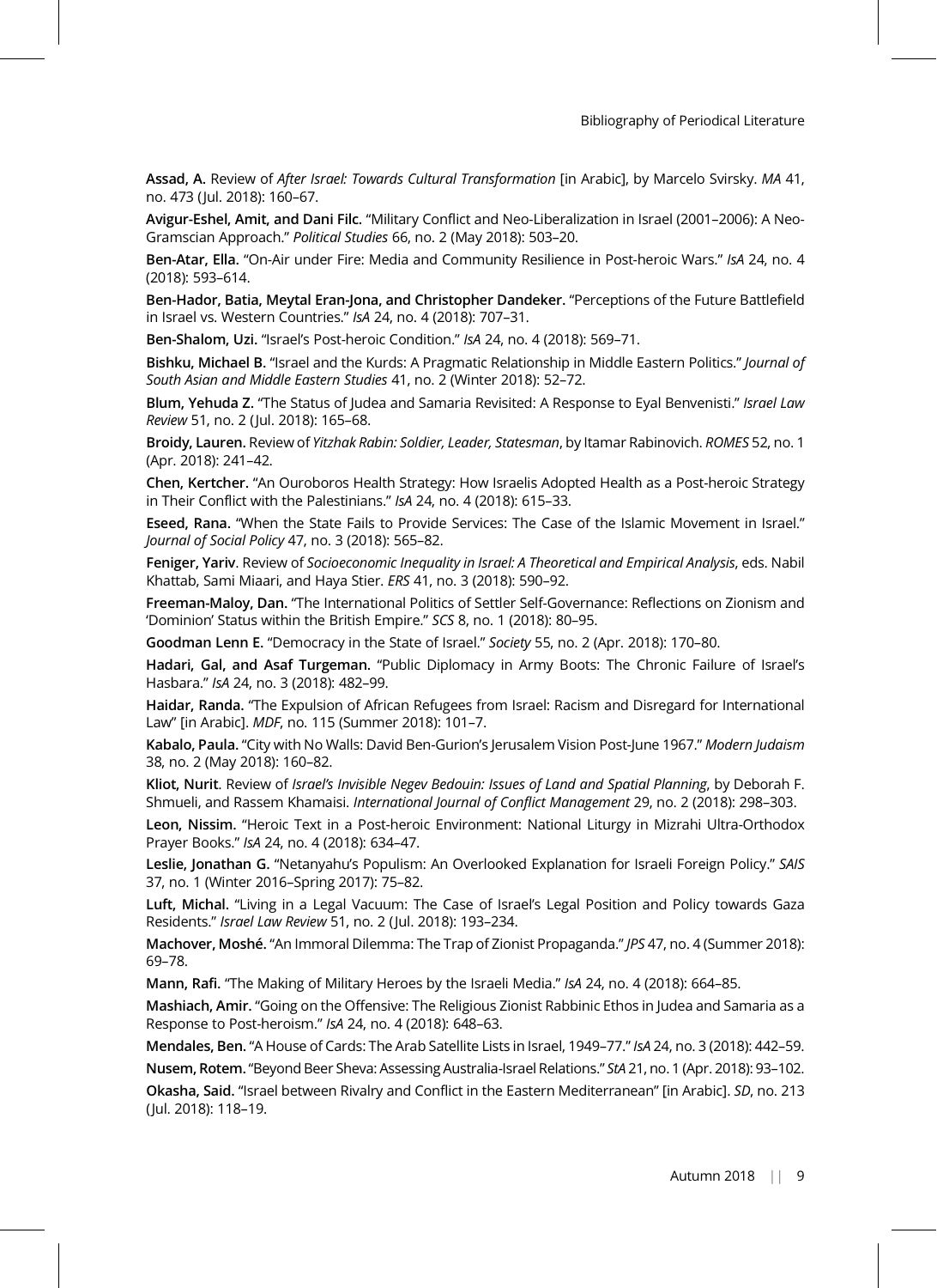**Assad, A.** Review of *After Israel: Towards Cultural Transformation* [in Arabic], by Marcelo Svirsky. *MA* 41, no. 473 (Jul. 2018): 160–67.

**Avigur-Eshel, Amit, and Dani Filc.** "Military Conflict and Neo-Liberalization in Israel (2001–2006): A Neo-Gramscian Approach." *Political Studies* 66, no. 2 (May 2018): 503–20.

**Ben-Atar, Ella.** "On-Air under Fire: Media and Community Resilience in Post-heroic Wars." *IsA* 24, no. 4 (2018): 593–614.

**Ben-Hador, Batia, Meytal Eran-Jona, and Christopher Dandeker.** "Perceptions of the Future Battlefield in Israel vs. Western Countries." *IsA* 24, no. 4 (2018): 707–31.

**Ben-Shalom, Uzi.** "Israel's Post-heroic Condition." *IsA* 24, no. 4 (2018): 569–71.

**Bishku, Michael B.** "Israel and the Kurds: A Pragmatic Relationship in Middle Eastern Politics." *Journal of South Asian and Middle Eastern Studies* 41, no. 2 (Winter 2018): 52–72.

**Blum, Yehuda Z.** "The Status of Judea and Samaria Revisited: A Response to Eyal Benvenisti." *Israel Law Review* 51, no. 2 (Jul. 2018): 165–68.

**Broidy, Lauren.** Review of *Yitzhak Rabin: Soldier, Leader, Statesman*, by Itamar Rabinovich. *ROMES* 52, no. 1 (Apr. 2018): 241–42.

**Chen, Kertcher.** "An Ouroboros Health Strategy: How Israelis Adopted Health as a Post-heroic Strategy in Their Conflict with the Palestinians." *IsA* 24, no. 4 (2018): 615–33.

**Eseed, Rana.** "When the State Fails to Provide Services: The Case of the Islamic Movement in Israel." *Journal of Social Policy* 47, no. 3 (2018): 565–82.

**Feniger, Yariv**. Review of *Socioeconomic Inequality in Israel: A Theoretical and Empirical Analysis*, eds. Nabil Khattab, Sami Miaari, and Haya Stier. *ERS* 41, no. 3 (2018): 590–92.

**Freeman-Maloy, Dan.** "The International Politics of Settler Self-Governance: Reflections on Zionism and 'Dominion' Status within the British Empire." *SCS* 8, no. 1 (2018): 80–95.

**Goodman Lenn E.** "Democracy in the State of Israel." *Society* 55, no. 2 (Apr. 2018): 170–80.

**Hadari, Gal, and Asaf Turgeman.** "Public Diplomacy in Army Boots: The Chronic Failure of Israel's Hasbara." *IsA* 24, no. 3 (2018): 482–99.

**Haidar, Randa.** "The Expulsion of African Refugees from Israel: Racism and Disregard for International Law" [in Arabic]. *MDF*, no. 115 (Summer 2018): 101–7.

**Kabalo, Paula.** "City with No Walls: David Ben-Gurion's Jerusalem Vision Post-June 1967." *Modern Judaism* 38, no. 2 (May 2018): 160–82.

**Kliot, Nurit**. Review of *Israel's Invisible Negev Bedouin: Issues of Land and Spatial Planning*, by Deborah F. Shmueli, and Rassem Khamaisi. *International Journal of Conflict Management* 29, no. 2 (2018): 298–303.

**Leon, Nissim.** "Heroic Text in a Post-heroic Environment: National Liturgy in Mizrahi Ultra-Orthodox Prayer Books." *IsA* 24, no. 4 (2018): 634–47.

**Leslie, Jonathan G.** "Netanyahu's Populism: An Overlooked Explanation for Israeli Foreign Policy." *SAIS* 37, no. 1 (Winter 2016–Spring 2017): 75–82.

**Luft, Michal.** "Living in a Legal Vacuum: The Case of Israel's Legal Position and Policy towards Gaza Residents." *Israel Law Review* 51, no. 2 (Jul. 2018): 193–234.

**Machover, Moshé.** "An Immoral Dilemma: The Trap of Zionist Propaganda." *JPS* 47, no. 4 (Summer 2018): 69–78.

**Mann, Rafi.** "The Making of Military Heroes by the Israeli Media." *IsA* 24, no. 4 (2018): 664–85.

**Mashiach, Amir.** "Going on the Offensive: The Religious Zionist Rabbinic Ethos in Judea and Samaria as a Response to Post-heroism." *IsA* 24, no. 4 (2018): 648–63.

**Mendales, Ben.** "A House of Cards: The Arab Satellite Lists in Israel, 1949–77." *IsA* 24, no. 3 (2018): 442–59.

**Nusem, Rotem.** "Beyond Beer Sheva: Assessing Australia-Israel Relations." *StA* 21, no. 1 (Apr. 2018): 93–102.

**Okasha, Said.** "Israel between Rivalry and Conflict in the Eastern Mediterranean" [in Arabic]. *SD*, no. 213 (Jul. 2018): 118–19.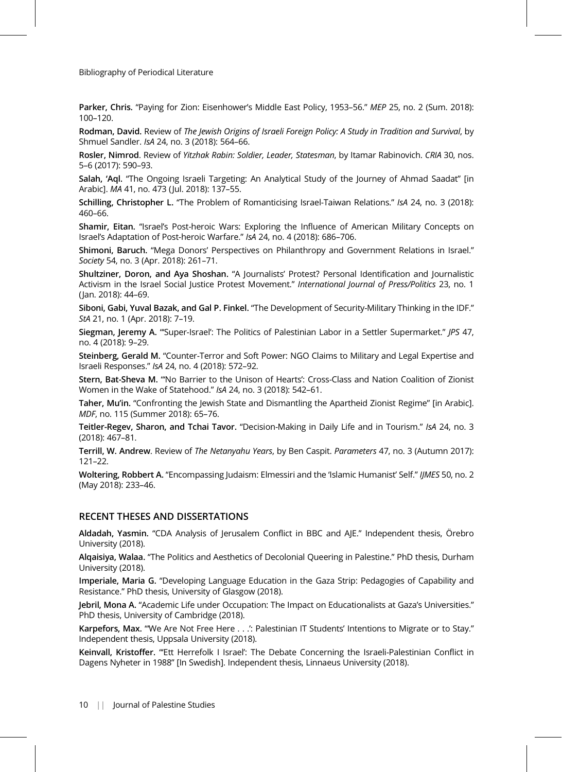**Parker, Chris.** "Paying for Zion: Eisenhower's Middle East Policy, 1953–56." *MEP* 25, no. 2 (Sum. 2018): 100–120.

**Rodman, David.** Review of *The Jewish Origins of Israeli Foreign Policy: A Study in Tradition and Survival*, by Shmuel Sandler. *IsA* 24, no. 3 (2018): 564–66.

**Rosler, Nimrod**. Review of *Yitzhak Rabin: Soldier, Leader, Statesman*, by Itamar Rabinovich. *CRIA* 30, nos. 5–6 (2017): 590–93.

**Salah, 'Aql.** "The Ongoing Israeli Targeting: An Analytical Study of the Journey of Ahmad Saadat" [in Arabic]. *MA* 41, no. 473 (Jul. 2018): 137–55.

**Schilling, Christopher L.** "The Problem of Romanticising Israel-Taiwan Relations." *IsA* 24, no. 3 (2018): 460–66.

**Shamir, Eitan.** "Israel's Post-heroic Wars: Exploring the Influence of American Military Concepts on Israel's Adaptation of Post-heroic Warfare." *IsA* 24, no. 4 (2018): 686–706.

**Shimoni, Baruch.** "Mega Donors' Perspectives on Philanthropy and Government Relations in Israel." *Society* 54, no. 3 (Apr. 2018): 261–71.

**Shultziner, Doron, and Aya Shoshan.** "A Journalists' Protest? Personal Identification and Journalistic Activism in the Israel Social Justice Protest Movement." *International Journal of Press/Politics* 23, no. 1 (Jan. 2018): 44–69.

**Siboni, Gabi, Yuval Bazak, and Gal P. Finkel.** "The Development of Security-Military Thinking in the IDF." *StA* 21, no. 1 (Apr. 2018): 7–19.

**Siegman, Jeremy A.** "'Super-Israel': The Politics of Palestinian Labor in a Settler Supermarket." *JPS* 47, no. 4 (2018): 9–29.

**Steinberg, Gerald M.** "Counter-Terror and Soft Power: NGO Claims to Military and Legal Expertise and Israeli Responses." *IsA* 24, no. 4 (2018): 572–92.

**Stern, Bat-Sheva M.** "'No Barrier to the Unison of Hearts': Cross-Class and Nation Coalition of Zionist Women in the Wake of Statehood." *IsA* 24, no. 3 (2018): 542–61.

**Taher, Mu'in.** "Confronting the Jewish State and Dismantling the Apartheid Zionist Regime" [in Arabic]. *MDF*, no. 115 (Summer 2018): 65–76.

**Teitler-Regev, Sharon, and Tchai Tavor.** "Decision-Making in Daily Life and in Tourism." *IsA* 24, no. 3 (2018): 467–81.

**Terrill, W. Andrew**. Review of *The Netanyahu Years*, by Ben Caspit. *Parameters* 47, no. 3 (Autumn 2017): 121–22.

**Woltering, Robbert A.** "Encompassing Judaism: Elmessiri and the 'Islamic Humanist' Self." *IJMES* 50, no. 2 (May 2018): 233–46.

## RECENT THESES AND DISSERTATIONS

**Aldadah, Yasmin.** "CDA Analysis of Jerusalem Conflict in BBC and AJE." Independent thesis, Örebro University (2018).

**Alqaisiya, Walaa.** "The Politics and Aesthetics of Decolonial Queering in Palestine." PhD thesis, Durham University (2018).

**Imperiale, Maria G.** "Developing Language Education in the Gaza Strip: Pedagogies of Capability and Resistance." PhD thesis, University of Glasgow (2018).

**Jebril, Mona A.** "Academic Life under Occupation: The Impact on Educationalists at Gaza's Universities." PhD thesis, University of Cambridge (2018).

**Karpefors, Max.** "'We Are Not Free Here . . .': Palestinian IT Students' Intentions to Migrate or to Stay." Independent thesis, Uppsala University (2018).

**Keinvall, Kristoffer.** "'Ett Herrefolk I Israel': The Debate Concerning the Israeli-Palestinian Conflict in Dagens Nyheter in 1988" [In Swedish]. Independent thesis, Linnaeus University (2018).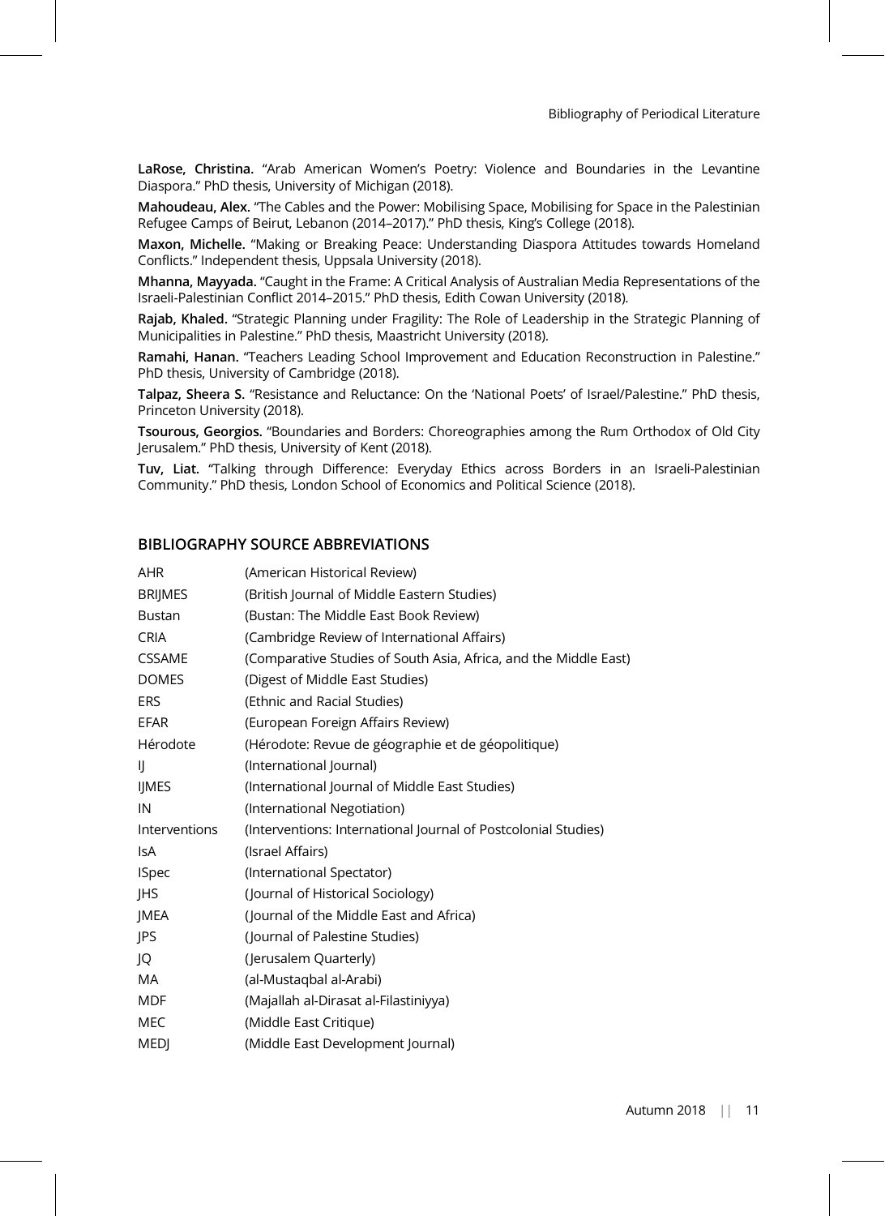**LaRose, Christina.** "Arab American Women's Poetry: Violence and Boundaries in the Levantine Diaspora." PhD thesis, University of Michigan (2018).

**Mahoudeau, Alex.** "The Cables and the Power: Mobilising Space, Mobilising for Space in the Palestinian Refugee Camps of Beirut, Lebanon (2014–2017)." PhD thesis, King's College (2018).

**Maxon, Michelle.** "Making or Breaking Peace: Understanding Diaspora Attitudes towards Homeland Conflicts." Independent thesis, Uppsala University (2018).

**Mhanna, Mayyada.** "Caught in the Frame: A Critical Analysis of Australian Media Representations of the Israeli-Palestinian Conflict 2014–2015." PhD thesis, Edith Cowan University (2018).

**Rajab, Khaled.** "Strategic Planning under Fragility: The Role of Leadership in the Strategic Planning of Municipalities in Palestine." PhD thesis, Maastricht University (2018).

**Ramahi, Hanan.** "Teachers Leading School Improvement and Education Reconstruction in Palestine." PhD thesis, University of Cambridge (2018).

**Talpaz, Sheera S.** "Resistance and Reluctance: On the 'National Poets' of Israel/Palestine." PhD thesis, Princeton University (2018).

**Tsourous, Georgios.** "Boundaries and Borders: Choreographies among the Rum Orthodox of Old City Jerusalem." PhD thesis, University of Kent (2018).

**Tuv, Liat.** "Talking through Difference: Everyday Ethics across Borders in an Israeli-Palestinian Community." PhD thesis, London School of Economics and Political Science (2018).

## BIBLIOGRAPHY SOURCE ABBREVIATIONS

| | |
|---|---|
| AHR | (American Historical Review) |
| BRIJMES | (British Journal of Middle Eastern Studies) |
| Bustan | (Bustan: The Middle East Book Review) |
| CRIA | (Cambridge Review of International Affairs) |
| CSSAME | (Comparative Studies of South Asia, Africa, and the Middle East) |
| DOMES | (Digest of Middle East Studies) |
| ERS | (Ethnic and Racial Studies) |
| EFAR | (European Foreign Affairs Review) |
| Hérodote | (Hérodote: Revue de géographie et de géopolitique) |
| IJ | (International Journal) |
| IJMES | (International Journal of Middle East Studies) |
| IN | (International Negotiation) |
| Interventions | (Interventions: International Journal of Postcolonial Studies) |
| IsA | (Israel Affairs) |
| ISpec | (International Spectator) |
| JHS | (Journal of Historical Sociology) |
| JMEA | (Journal of the Middle East and Africa) |
| JPS | (Journal of Palestine Studies) |
| JQ | (Jerusalem Quarterly) |
| MA | (al-Mustaqbal al-Arabi) |
| MDF | (Majallah al-Dirasat al-Filastiniyya) |
| MEC | (Middle East Critique) |
| MEDJ | (Middle East Development Journal) |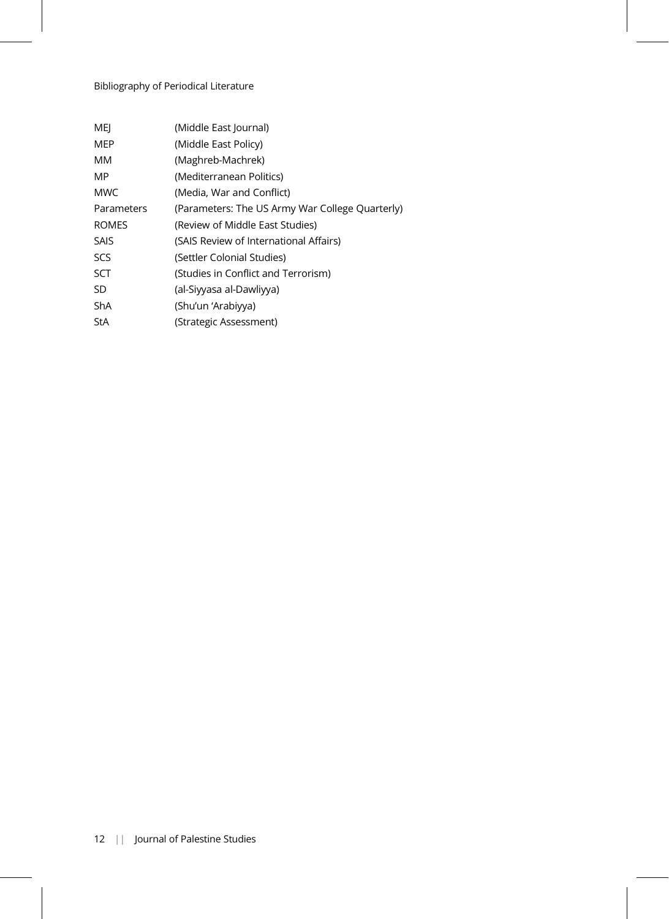| | |
|---|---|
| MEJ | (Middle East Journal) |
| MEP | (Middle East Policy) |
| MM | (Maghreb-Machrek) |
| MP | (Mediterranean Politics) |
| MWC | (Media, War and Conflict) |
| Parameters | (Parameters: The US Army War College Quarterly) |
| ROMES | (Review of Middle East Studies) |
| SAIS | (SAIS Review of International Affairs) |
| SCS | (Settler Colonial Studies) |
| SCT | (Studies in Conflict and Terrorism) |
| SD | (al-Siyyasa al-Dawliyya) |
| ShA | (Shu'un 'Arabiyya) |
| StA | (Strategic Assessment) |